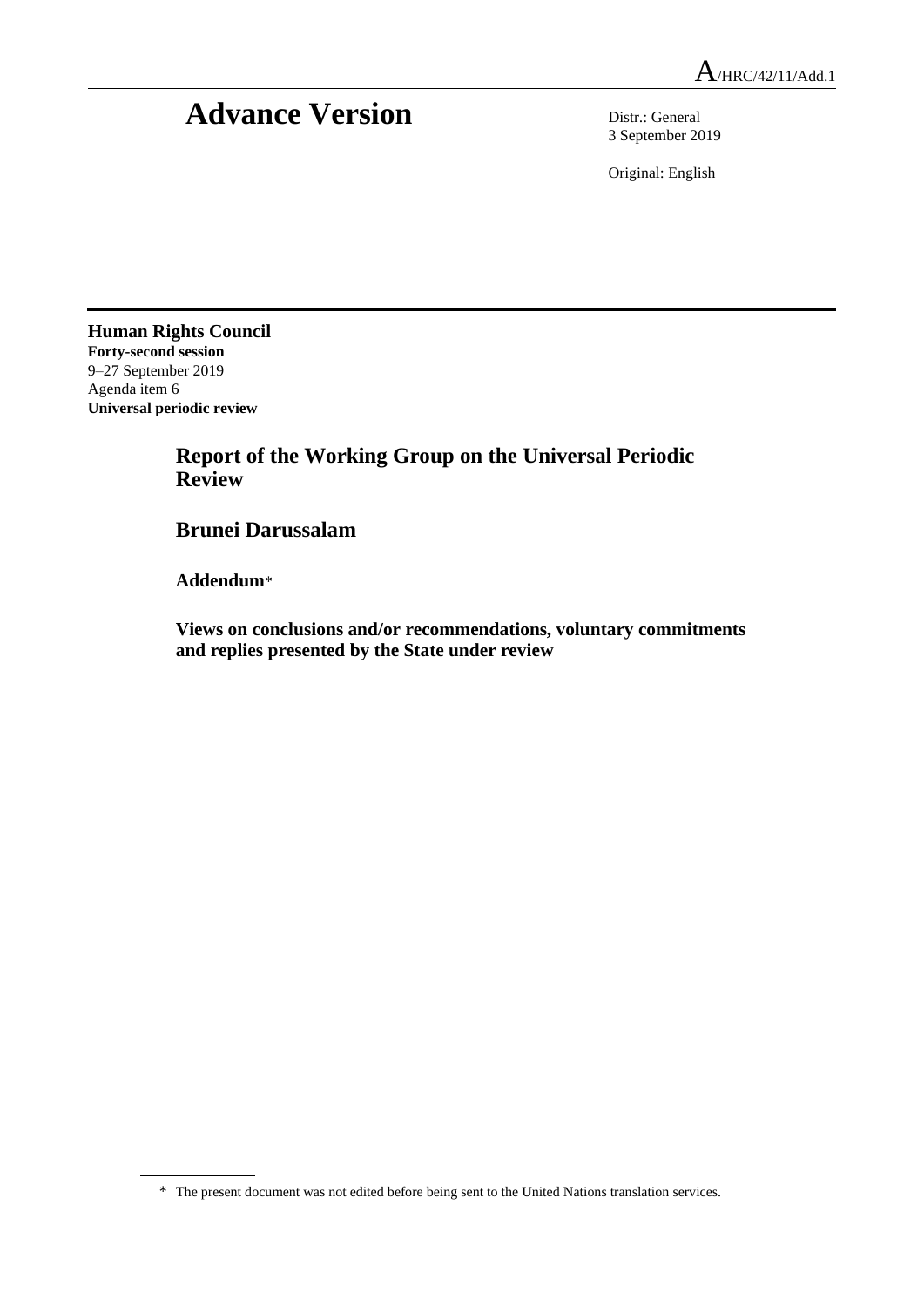A/HRC/42/11/Add.1

# Advance Version

Distr.: General
3 September 2019

Original: English

**Human Rights Council**
**Forty-second session**
9–27 September 2019
Agenda item 6
**Universal periodic review**

## Report of the Working Group on the Universal Periodic Review

## Brunei Darussalam

**Addendum***

**Views on conclusions and/or recommendations, voluntary commitments and replies presented by the State under review**

\* The present document was not edited before being sent to the United Nations translation services.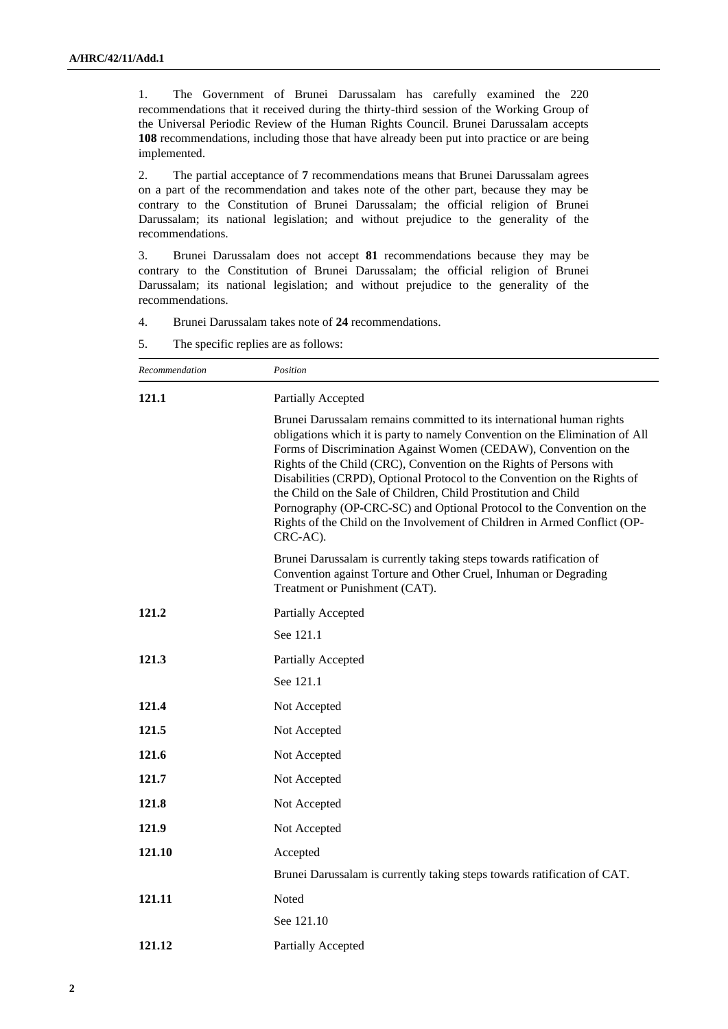1. The Government of Brunei Darussalam has carefully examined the 220 recommendations that it received during the thirty-third session of the Working Group of the Universal Periodic Review of the Human Rights Council. Brunei Darussalam accepts **108** recommendations, including those that have already been put into practice or are being implemented.

2. The partial acceptance of **7** recommendations means that Brunei Darussalam agrees on a part of the recommendation and takes note of the other part, because they may be contrary to the Constitution of Brunei Darussalam; the official religion of Brunei Darussalam; its national legislation; and without prejudice to the generality of the recommendations.

3. Brunei Darussalam does not accept **81** recommendations because they may be contrary to the Constitution of Brunei Darussalam; the official religion of Brunei Darussalam; its national legislation; and without prejudice to the generality of the recommendations.

4. Brunei Darussalam takes note of **24** recommendations.

5. The specific replies are as follows:

| *Recommendation* | *Position* |
|---|---|
| **121.1** | Partially Accepted<br><br>Brunei Darussalam remains committed to its international human rights obligations which it is party to namely Convention on the Elimination of All Forms of Discrimination Against Women (CEDAW), Convention on the Rights of the Child (CRC), Convention on the Rights of Persons with Disabilities (CRPD), Optional Protocol to the Convention on the Rights of the Child on the Sale of Children, Child Prostitution and Child Pornography (OP-CRC-SC) and Optional Protocol to the Convention on the Rights of the Child on the Involvement of Children in Armed Conflict (OP-CRC-AC).<br><br>Brunei Darussalam is currently taking steps towards ratification of Convention against Torture and Other Cruel, Inhuman or Degrading Treatment or Punishment (CAT). |
| **121.2** | Partially Accepted<br><br>See 121.1 |
| **121.3** | Partially Accepted<br><br>See 121.1 |
| **121.4** | Not Accepted |
| **121.5** | Not Accepted |
| **121.6** | Not Accepted |
| **121.7** | Not Accepted |
| **121.8** | Not Accepted |
| **121.9** | Not Accepted |
| **121.10** | Accepted<br><br>Brunei Darussalam is currently taking steps towards ratification of CAT. |
| **121.11** | Noted<br><br>See 121.10 |
| **121.12** | Partially Accepted |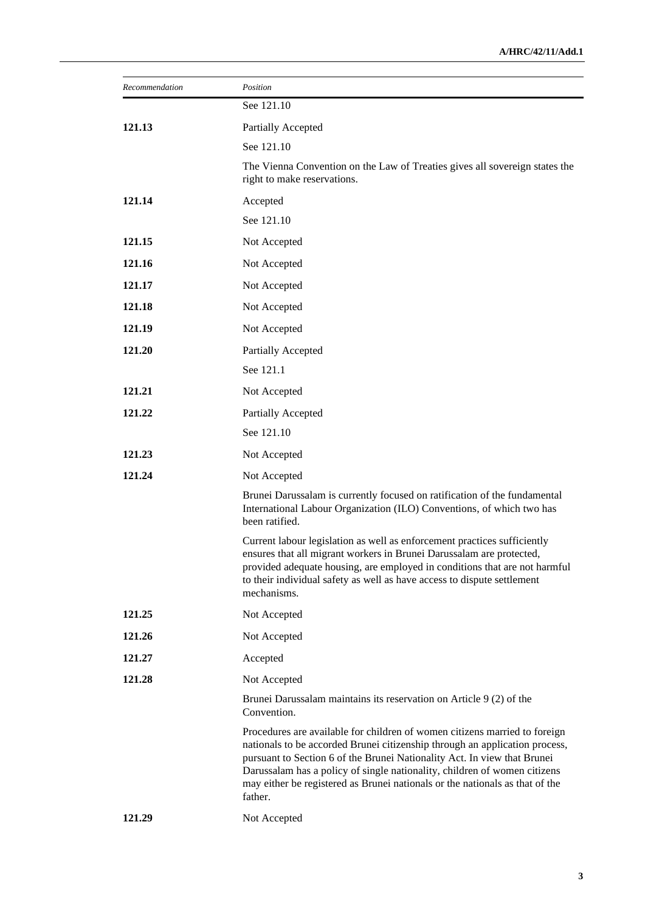| Recommendation | Position |
|---|---|
| | See 121.10 |
| **121.13** | Partially Accepted |
| | See 121.10 |
| | The Vienna Convention on the Law of Treaties gives all sovereign states the right to make reservations. |
| **121.14** | Accepted |
| | See 121.10 |
| **121.15** | Not Accepted |
| **121.16** | Not Accepted |
| **121.17** | Not Accepted |
| **121.18** | Not Accepted |
| **121.19** | Not Accepted |
| **121.20** | Partially Accepted |
| | See 121.1 |
| **121.21** | Not Accepted |
| **121.22** | Partially Accepted |
| | See 121.10 |
| **121.23** | Not Accepted |
| **121.24** | Not Accepted |
| | Brunei Darussalam is currently focused on ratification of the fundamental International Labour Organization (ILO) Conventions, of which two has been ratified. |
| | Current labour legislation as well as enforcement practices sufficiently ensures that all migrant workers in Brunei Darussalam are protected, provided adequate housing, are employed in conditions that are not harmful to their individual safety as well as have access to dispute settlement mechanisms. |
| **121.25** | Not Accepted |
| **121.26** | Not Accepted |
| **121.27** | Accepted |
| **121.28** | Not Accepted |
| | Brunei Darussalam maintains its reservation on Article 9 (2) of the Convention. |
| | Procedures are available for children of women citizens married to foreign nationals to be accorded Brunei citizenship through an application process, pursuant to Section 6 of the Brunei Nationality Act. In view that Brunei Darussalam has a policy of single nationality, children of women citizens may either be registered as Brunei nationals or the nationals as that of the father. |
| **121.29** | Not Accepted |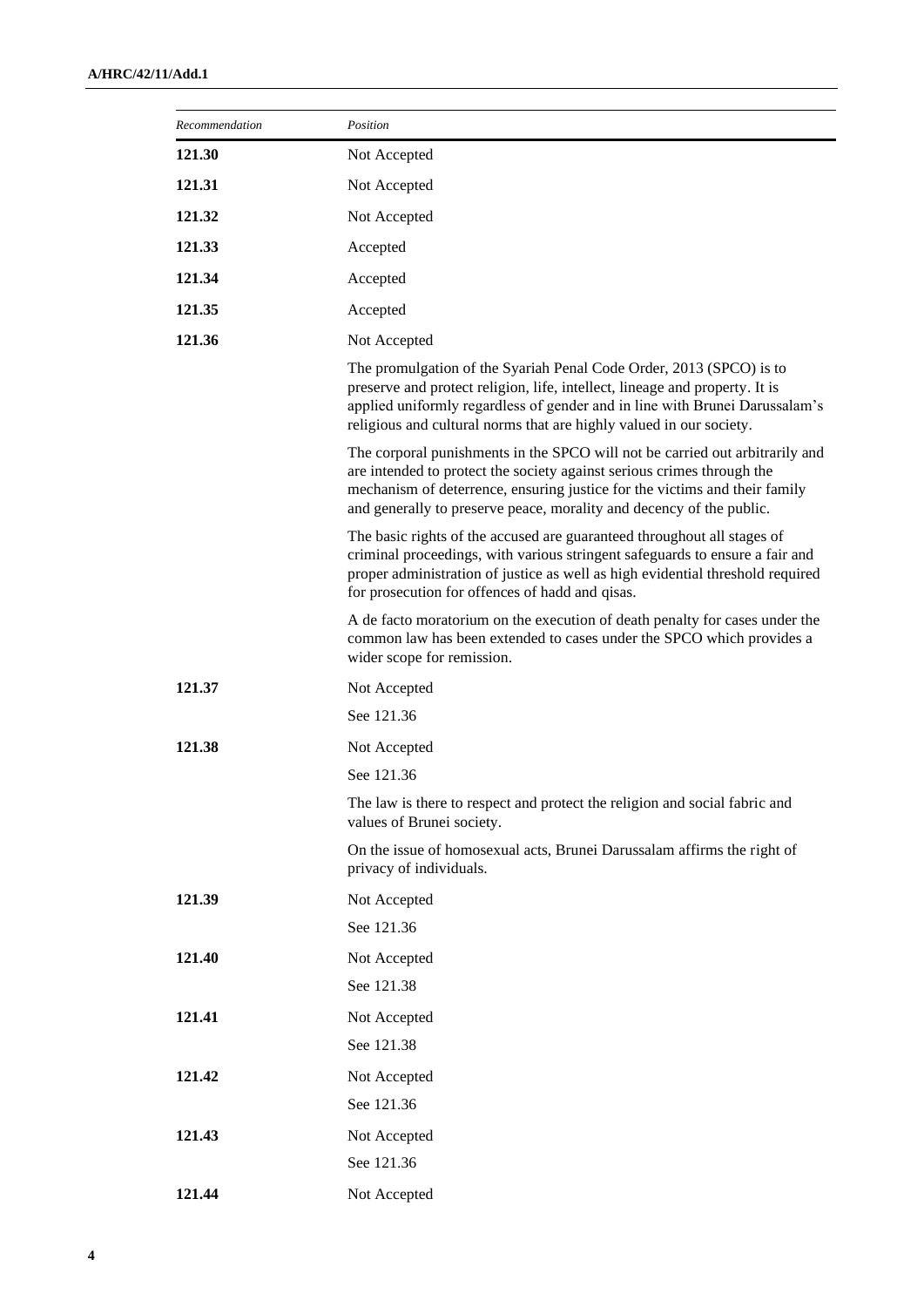| Recommendation | Position |
|---|---|
| **121.30** | Not Accepted |
| **121.31** | Not Accepted |
| **121.32** | Not Accepted |
| **121.33** | Accepted |
| **121.34** | Accepted |
| **121.35** | Accepted |
| **121.36** | Not Accepted<br><br>The promulgation of the Syariah Penal Code Order, 2013 (SPCO) is to preserve and protect religion, life, intellect, lineage and property. It is applied uniformly regardless of gender and in line with Brunei Darussalam's religious and cultural norms that are highly valued in our society.<br><br>The corporal punishments in the SPCO will not be carried out arbitrarily and are intended to protect the society against serious crimes through the mechanism of deterrence, ensuring justice for the victims and their family and generally to preserve peace, morality and decency of the public.<br><br>The basic rights of the accused are guaranteed throughout all stages of criminal proceedings, with various stringent safeguards to ensure a fair and proper administration of justice as well as high evidential threshold required for prosecution for offences of hadd and qisas.<br><br>A de facto moratorium on the execution of death penalty for cases under the common law has been extended to cases under the SPCO which provides a wider scope for remission. |
| **121.37** | Not Accepted<br><br>See 121.36 |
| **121.38** | Not Accepted<br><br>See 121.36<br><br>The law is there to respect and protect the religion and social fabric and values of Brunei society.<br><br>On the issue of homosexual acts, Brunei Darussalam affirms the right of privacy of individuals. |
| **121.39** | Not Accepted<br><br>See 121.36 |
| **121.40** | Not Accepted<br><br>See 121.38 |
| **121.41** | Not Accepted<br><br>See 121.38 |
| **121.42** | Not Accepted<br><br>See 121.36 |
| **121.43** | Not Accepted<br><br>See 121.36 |
| **121.44** | Not Accepted |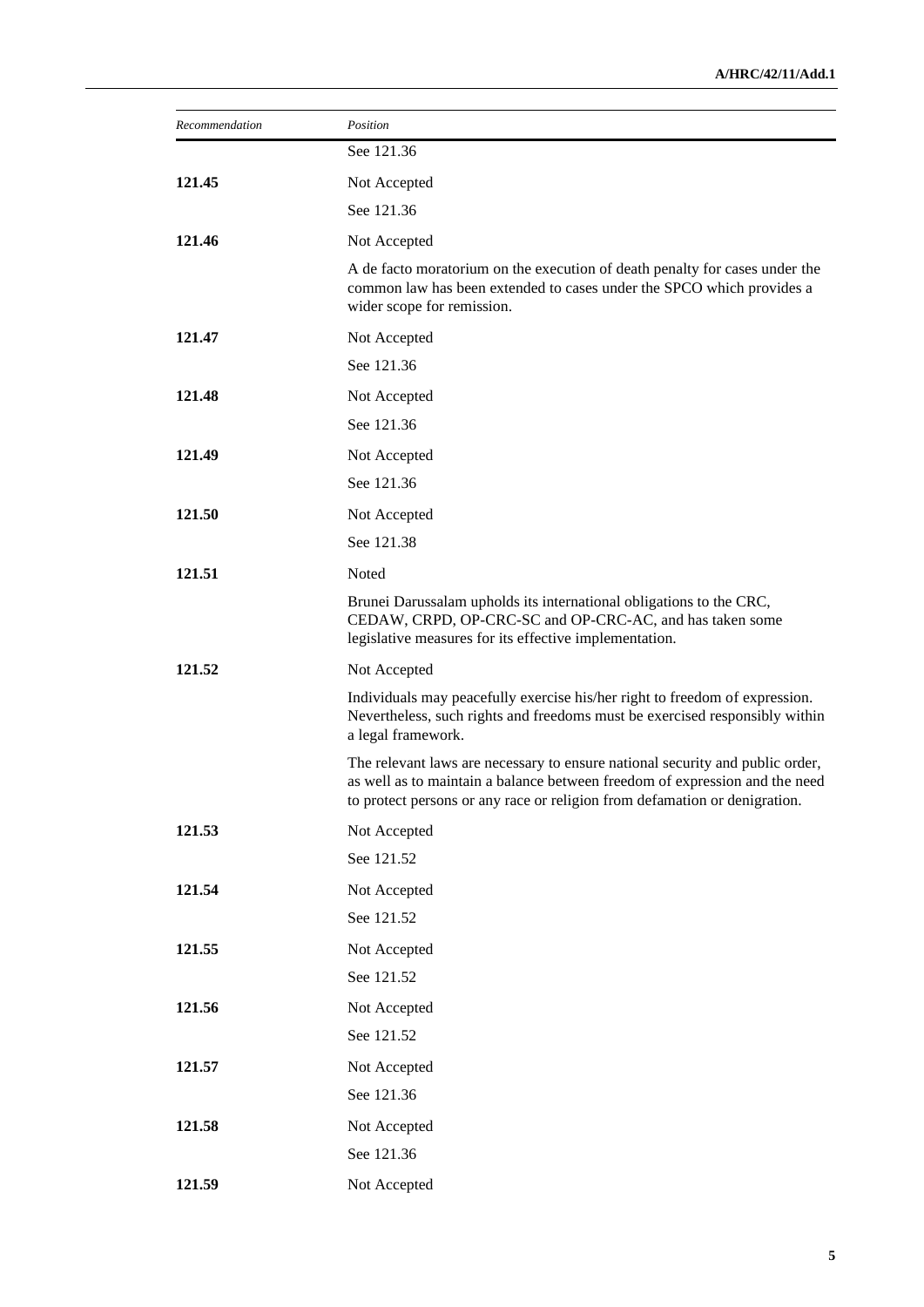| Recommendation | Position |
|---|---|
| | See 121.36 |
| **121.45** | Not Accepted<br>See 121.36 |
| **121.46** | Not Accepted<br>A de facto moratorium on the execution of death penalty for cases under the common law has been extended to cases under the SPCO which provides a wider scope for remission. |
| **121.47** | Not Accepted<br>See 121.36 |
| **121.48** | Not Accepted<br>See 121.36 |
| **121.49** | Not Accepted<br>See 121.36 |
| **121.50** | Not Accepted<br>See 121.38 |
| **121.51** | Noted<br>Brunei Darussalam upholds its international obligations to the CRC, CEDAW, CRPD, OP-CRC-SC and OP-CRC-AC, and has taken some legislative measures for its effective implementation. |
| **121.52** | Not Accepted<br>Individuals may peacefully exercise his/her right to freedom of expression. Nevertheless, such rights and freedoms must be exercised responsibly within a legal framework.<br>The relevant laws are necessary to ensure national security and public order, as well as to maintain a balance between freedom of expression and the need to protect persons or any race or religion from defamation or denigration. |
| **121.53** | Not Accepted<br>See 121.52 |
| **121.54** | Not Accepted<br>See 121.52 |
| **121.55** | Not Accepted<br>See 121.52 |
| **121.56** | Not Accepted<br>See 121.52 |
| **121.57** | Not Accepted<br>See 121.36 |
| **121.58** | Not Accepted<br>See 121.36 |
| **121.59** | Not Accepted |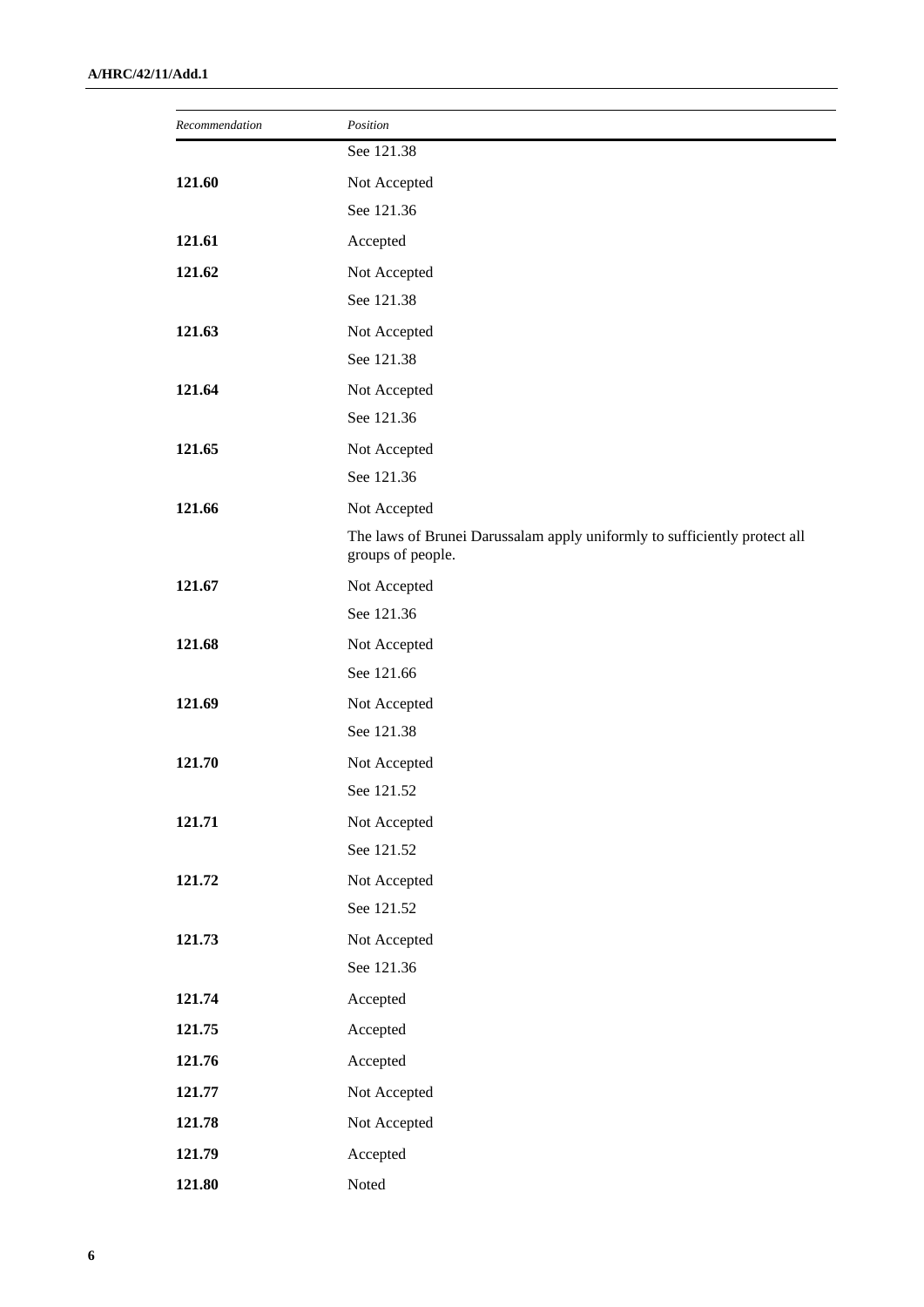| Recommendation | Position |
|---|---|
| | See 121.38 |
| **121.60** | Not Accepted<br>See 121.36 |
| **121.61** | Accepted |
| **121.62** | Not Accepted<br>See 121.38 |
| **121.63** | Not Accepted<br>See 121.38 |
| **121.64** | Not Accepted<br>See 121.36 |
| **121.65** | Not Accepted<br>See 121.36 |
| **121.66** | Not Accepted<br>The laws of Brunei Darussalam apply uniformly to sufficiently protect all groups of people. |
| **121.67** | Not Accepted<br>See 121.36 |
| **121.68** | Not Accepted<br>See 121.66 |
| **121.69** | Not Accepted<br>See 121.38 |
| **121.70** | Not Accepted<br>See 121.52 |
| **121.71** | Not Accepted<br>See 121.52 |
| **121.72** | Not Accepted<br>See 121.52 |
| **121.73** | Not Accepted<br>See 121.36 |
| **121.74** | Accepted |
| **121.75** | Accepted |
| **121.76** | Accepted |
| **121.77** | Not Accepted |
| **121.78** | Not Accepted |
| **121.79** | Accepted |
| **121.80** | Noted |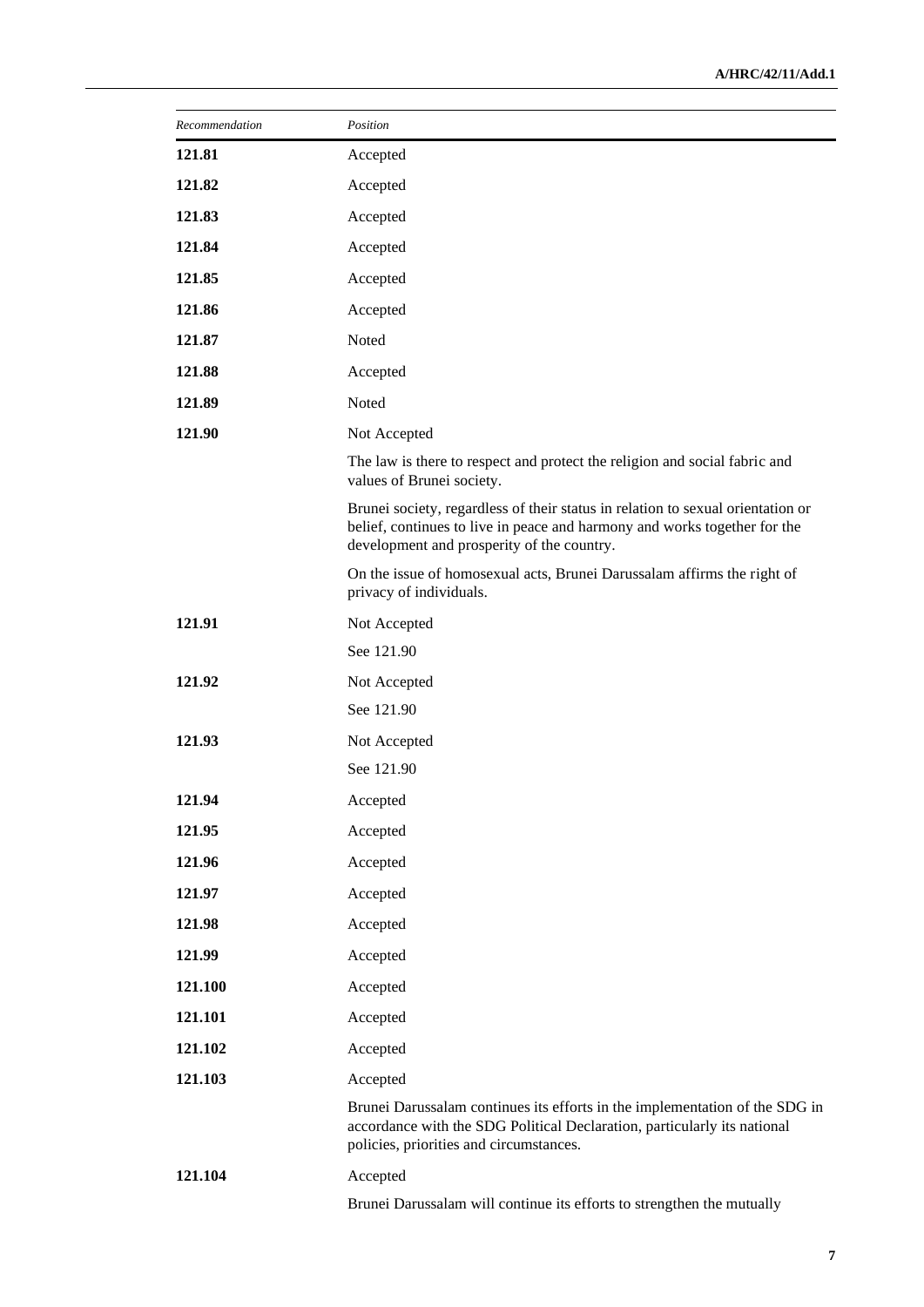| *Recommendation* | *Position* |
|---|---|
| **121.81** | Accepted |
| **121.82** | Accepted |
| **121.83** | Accepted |
| **121.84** | Accepted |
| **121.85** | Accepted |
| **121.86** | Accepted |
| **121.87** | Noted |
| **121.88** | Accepted |
| **121.89** | Noted |
| **121.90** | Not Accepted |
| | The law is there to respect and protect the religion and social fabric and values of Brunei society. |
| | Brunei society, regardless of their status in relation to sexual orientation or belief, continues to live in peace and harmony and works together for the development and prosperity of the country. |
| | On the issue of homosexual acts, Brunei Darussalam affirms the right of privacy of individuals. |
| **121.91** | Not Accepted |
| | See 121.90 |
| **121.92** | Not Accepted |
| | See 121.90 |
| **121.93** | Not Accepted |
| | See 121.90 |
| **121.94** | Accepted |
| **121.95** | Accepted |
| **121.96** | Accepted |
| **121.97** | Accepted |
| **121.98** | Accepted |
| **121.99** | Accepted |
| **121.100** | Accepted |
| **121.101** | Accepted |
| **121.102** | Accepted |
| **121.103** | Accepted |
| | Brunei Darussalam continues its efforts in the implementation of the SDG in accordance with the SDG Political Declaration, particularly its national policies, priorities and circumstances. |
| **121.104** | Accepted |
| | Brunei Darussalam will continue its efforts to strengthen the mutually |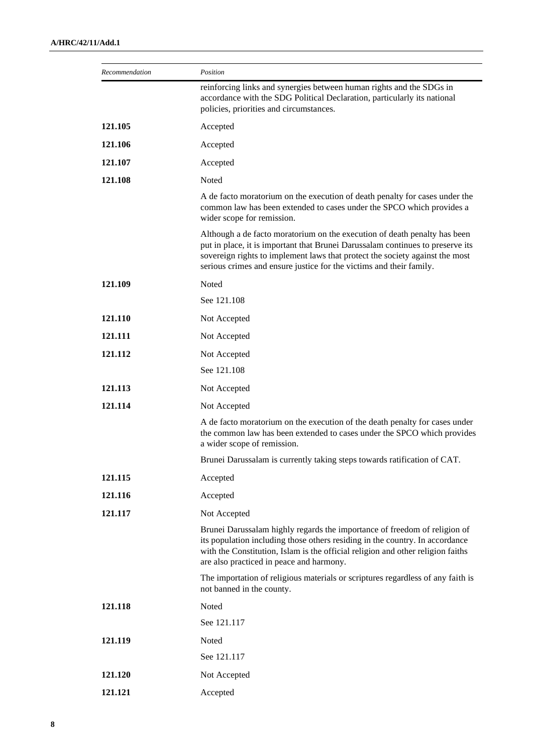| *Recommendation* | *Position* |
|---|---|
| | reinforcing links and synergies between human rights and the SDGs in accordance with the SDG Political Declaration, particularly its national policies, priorities and circumstances. |
| **121.105** | Accepted |
| **121.106** | Accepted |
| **121.107** | Accepted |
| **121.108** | Noted |
| | A de facto moratorium on the execution of death penalty for cases under the common law has been extended to cases under the SPCO which provides a wider scope for remission. |
| | Although a de facto moratorium on the execution of death penalty has been put in place, it is important that Brunei Darussalam continues to preserve its sovereign rights to implement laws that protect the society against the most serious crimes and ensure justice for the victims and their family. |
| **121.109** | Noted |
| | See 121.108 |
| **121.110** | Not Accepted |
| **121.111** | Not Accepted |
| **121.112** | Not Accepted |
| | See 121.108 |
| **121.113** | Not Accepted |
| **121.114** | Not Accepted |
| | A de facto moratorium on the execution of the death penalty for cases under the common law has been extended to cases under the SPCO which provides a wider scope of remission. |
| | Brunei Darussalam is currently taking steps towards ratification of CAT. |
| **121.115** | Accepted |
| **121.116** | Accepted |
| **121.117** | Not Accepted |
| | Brunei Darussalam highly regards the importance of freedom of religion of its population including those others residing in the country. In accordance with the Constitution, Islam is the official religion and other religion faiths are also practiced in peace and harmony. |
| | The importation of religious materials or scriptures regardless of any faith is not banned in the county. |
| **121.118** | Noted |
| | See 121.117 |
| **121.119** | Noted |
| | See 121.117 |
| **121.120** | Not Accepted |
| **121.121** | Accepted |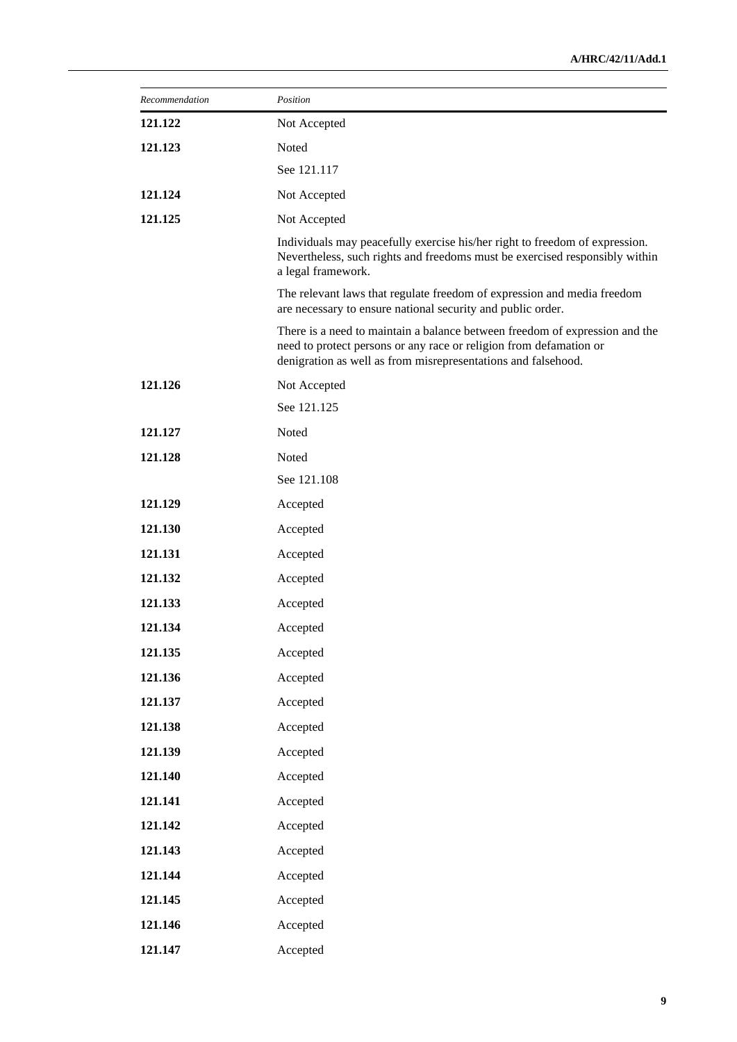| *Recommendation* | *Position* |
|---|---|
| **121.122** | Not Accepted |
| **121.123** | Noted<br>See 121.117 |
| **121.124** | Not Accepted |
| **121.125** | Not Accepted<br>Individuals may peacefully exercise his/her right to freedom of expression. Nevertheless, such rights and freedoms must be exercised responsibly within a legal framework.<br>The relevant laws that regulate freedom of expression and media freedom are necessary to ensure national security and public order.<br>There is a need to maintain a balance between freedom of expression and the need to protect persons or any race or religion from defamation or denigration as well as from misrepresentations and falsehood. |
| **121.126** | Not Accepted<br>See 121.125 |
| **121.127** | Noted |
| **121.128** | Noted<br>See 121.108 |
| **121.129** | Accepted |
| **121.130** | Accepted |
| **121.131** | Accepted |
| **121.132** | Accepted |
| **121.133** | Accepted |
| **121.134** | Accepted |
| **121.135** | Accepted |
| **121.136** | Accepted |
| **121.137** | Accepted |
| **121.138** | Accepted |
| **121.139** | Accepted |
| **121.140** | Accepted |
| **121.141** | Accepted |
| **121.142** | Accepted |
| **121.143** | Accepted |
| **121.144** | Accepted |
| **121.145** | Accepted |
| **121.146** | Accepted |
| **121.147** | Accepted |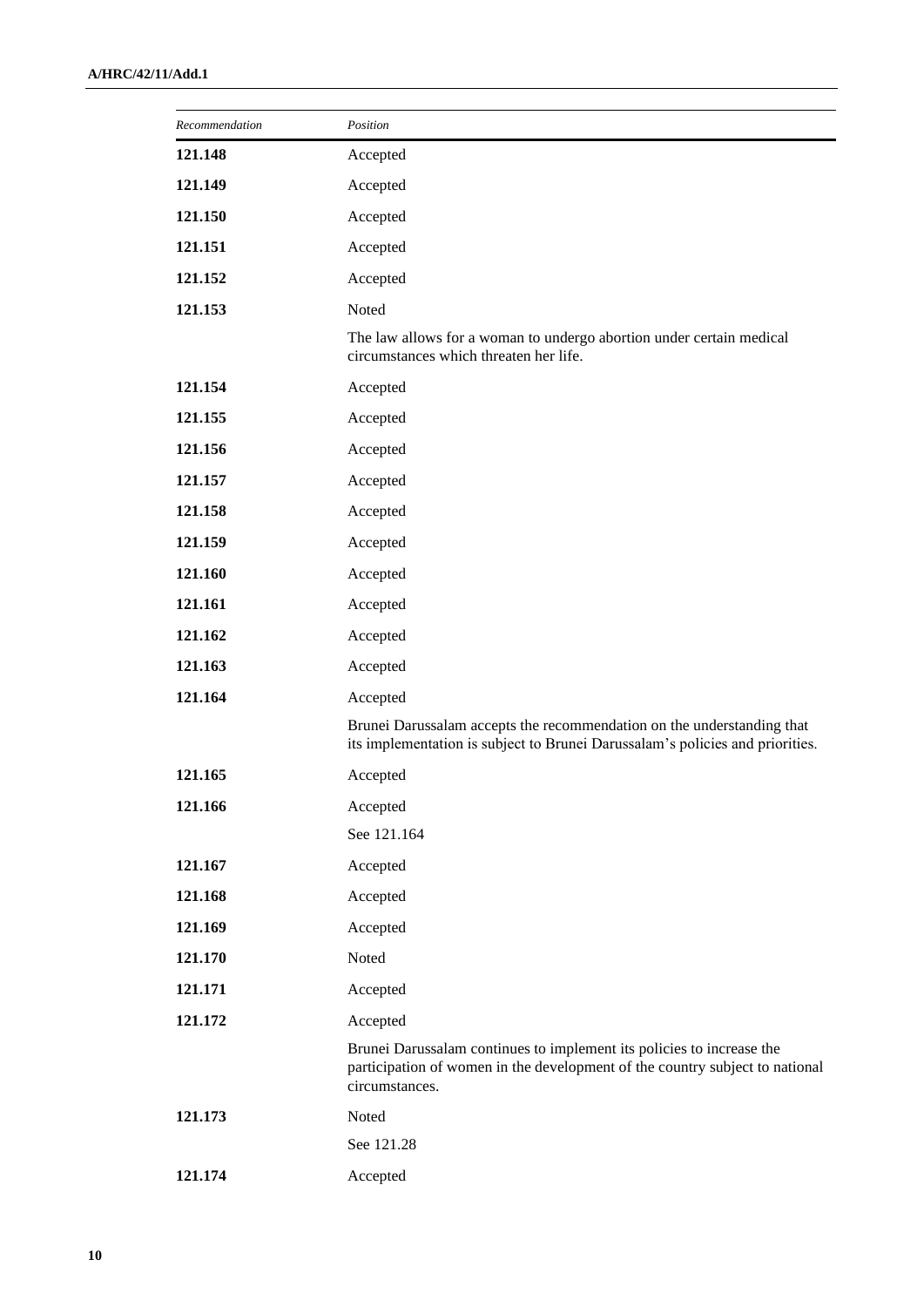| *Recommendation* | *Position* |
| --- | --- |
| **121.148** | Accepted |
| **121.149** | Accepted |
| **121.150** | Accepted |
| **121.151** | Accepted |
| **121.152** | Accepted |
| **121.153** | Noted |
| | The law allows for a woman to undergo abortion under certain medical circumstances which threaten her life. |
| **121.154** | Accepted |
| **121.155** | Accepted |
| **121.156** | Accepted |
| **121.157** | Accepted |
| **121.158** | Accepted |
| **121.159** | Accepted |
| **121.160** | Accepted |
| **121.161** | Accepted |
| **121.162** | Accepted |
| **121.163** | Accepted |
| **121.164** | Accepted |
| | Brunei Darussalam accepts the recommendation on the understanding that its implementation is subject to Brunei Darussalam's policies and priorities. |
| **121.165** | Accepted |
| **121.166** | Accepted |
| | See 121.164 |
| **121.167** | Accepted |
| **121.168** | Accepted |
| **121.169** | Accepted |
| **121.170** | Noted |
| **121.171** | Accepted |
| **121.172** | Accepted |
| | Brunei Darussalam continues to implement its policies to increase the participation of women in the development of the country subject to national circumstances. |
| **121.173** | Noted |
| | See 121.28 |
| **121.174** | Accepted |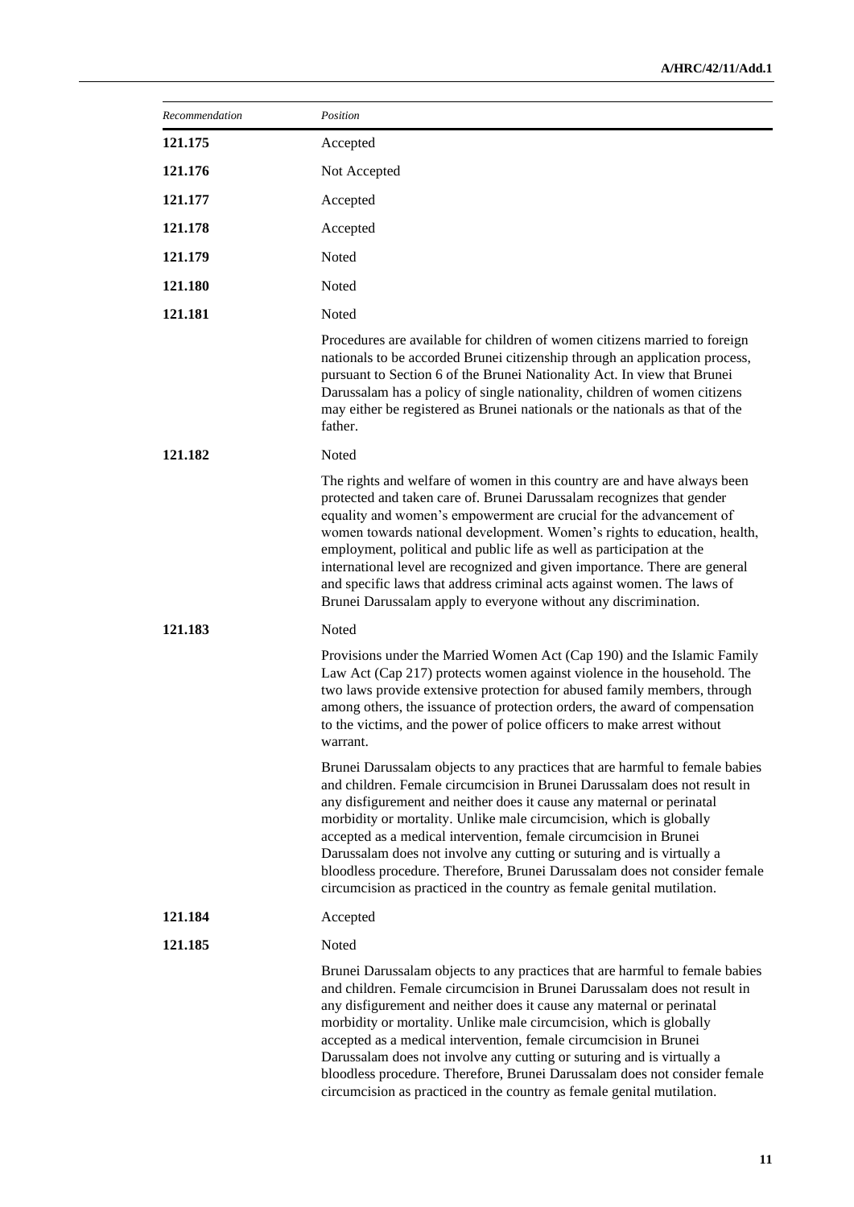| *Recommendation* | *Position* |
| --- | --- |
| **121.175** | Accepted |
| **121.176** | Not Accepted |
| **121.177** | Accepted |
| **121.178** | Accepted |
| **121.179** | Noted |
| **121.180** | Noted |
| **121.181** | Noted |
| | Procedures are available for children of women citizens married to foreign nationals to be accorded Brunei citizenship through an application process, pursuant to Section 6 of the Brunei Nationality Act. In view that Brunei Darussalam has a policy of single nationality, children of women citizens may either be registered as Brunei nationals or the nationals as that of the father. |
| **121.182** | Noted |
| | The rights and welfare of women in this country are and have always been protected and taken care of. Brunei Darussalam recognizes that gender equality and women's empowerment are crucial for the advancement of women towards national development. Women's rights to education, health, employment, political and public life as well as participation at the international level are recognized and given importance. There are general and specific laws that address criminal acts against women. The laws of Brunei Darussalam apply to everyone without any discrimination. |
| **121.183** | Noted |
| | Provisions under the Married Women Act (Cap 190) and the Islamic Family Law Act (Cap 217) protects women against violence in the household. The two laws provide extensive protection for abused family members, through among others, the issuance of protection orders, the award of compensation to the victims, and the power of police officers to make arrest without warrant. |
| | Brunei Darussalam objects to any practices that are harmful to female babies and children. Female circumcision in Brunei Darussalam does not result in any disfigurement and neither does it cause any maternal or perinatal morbidity or mortality. Unlike male circumcision, which is globally accepted as a medical intervention, female circumcision in Brunei Darussalam does not involve any cutting or suturing and is virtually a bloodless procedure. Therefore, Brunei Darussalam does not consider female circumcision as practiced in the country as female genital mutilation. |
| **121.184** | Accepted |
| **121.185** | Noted |
| | Brunei Darussalam objects to any practices that are harmful to female babies and children. Female circumcision in Brunei Darussalam does not result in any disfigurement and neither does it cause any maternal or perinatal morbidity or mortality. Unlike male circumcision, which is globally accepted as a medical intervention, female circumcision in Brunei Darussalam does not involve any cutting or suturing and is virtually a bloodless procedure. Therefore, Brunei Darussalam does not consider female circumcision as practiced in the country as female genital mutilation. |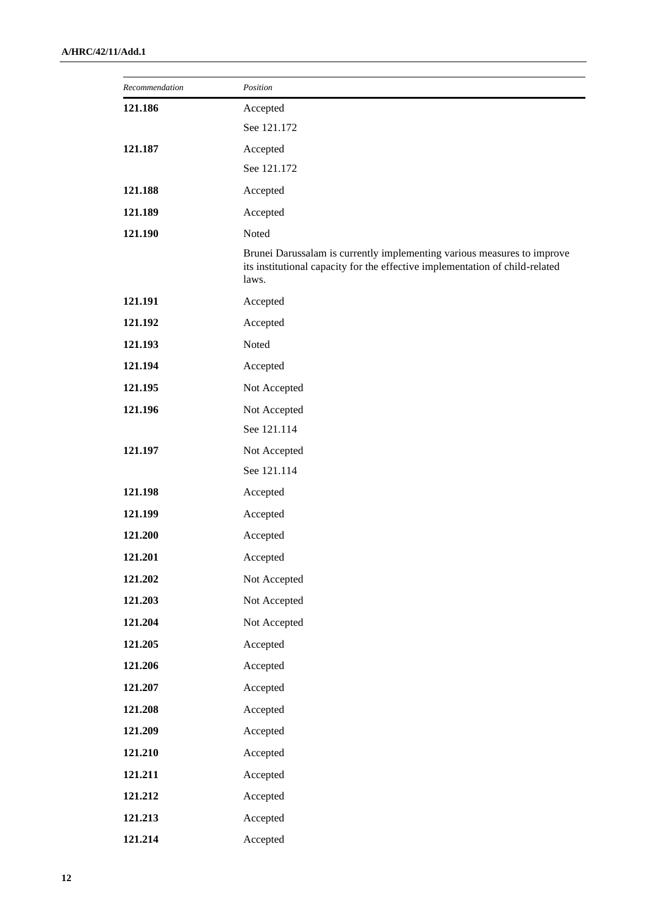| *Recommendation* | *Position* |
|---|---|
| **121.186** | Accepted<br>See 121.172 |
| **121.187** | Accepted<br>See 121.172 |
| **121.188** | Accepted |
| **121.189** | Accepted |
| **121.190** | Noted<br>Brunei Darussalam is currently implementing various measures to improve its institutional capacity for the effective implementation of child-related laws. |
| **121.191** | Accepted |
| **121.192** | Accepted |
| **121.193** | Noted |
| **121.194** | Accepted |
| **121.195** | Not Accepted |
| **121.196** | Not Accepted<br>See 121.114 |
| **121.197** | Not Accepted<br>See 121.114 |
| **121.198** | Accepted |
| **121.199** | Accepted |
| **121.200** | Accepted |
| **121.201** | Accepted |
| **121.202** | Not Accepted |
| **121.203** | Not Accepted |
| **121.204** | Not Accepted |
| **121.205** | Accepted |
| **121.206** | Accepted |
| **121.207** | Accepted |
| **121.208** | Accepted |
| **121.209** | Accepted |
| **121.210** | Accepted |
| **121.211** | Accepted |
| **121.212** | Accepted |
| **121.213** | Accepted |
| **121.214** | Accepted |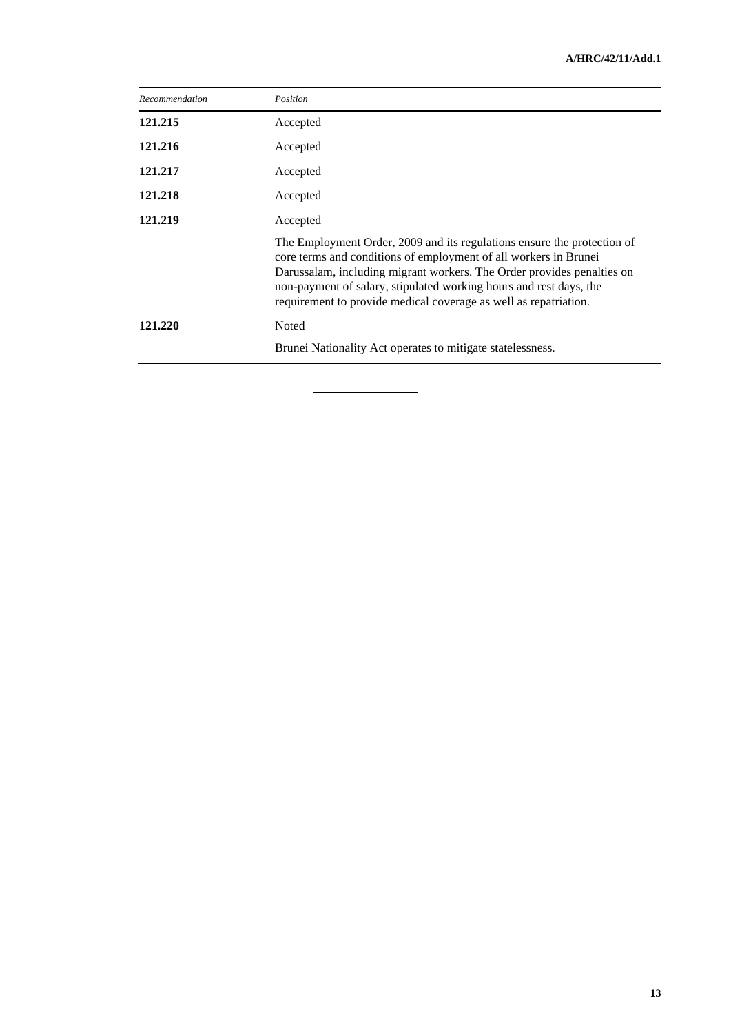| *Recommendation* | *Position* |
|---|---|
| **121.215** | Accepted |
| **121.216** | Accepted |
| **121.217** | Accepted |
| **121.218** | Accepted |
| **121.219** | Accepted |
| | The Employment Order, 2009 and its regulations ensure the protection of core terms and conditions of employment of all workers in Brunei Darussalam, including migrant workers. The Order provides penalties on non-payment of salary, stipulated working hours and rest days, the requirement to provide medical coverage as well as repatriation. |
| **121.220** | Noted |
| | Brunei Nationality Act operates to mitigate statelessness. |